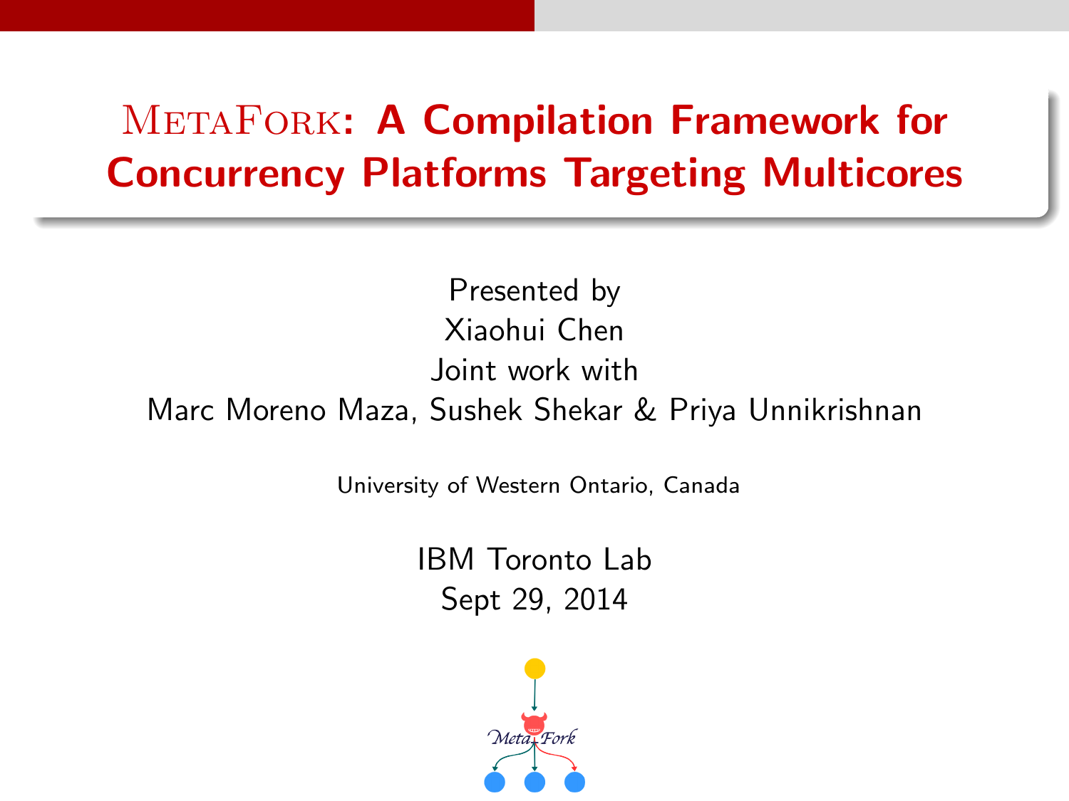# MetaFork: A Compilation Framework for Concurrency Platforms Targeting Multicores

Presented by
Xiaohui Chen
Joint work with
Marc Moreno Maza, Sushek Shekar & Priya Unnikrishnan

University of Western Ontario, Canada

IBM Toronto Lab
Sept 29, 2014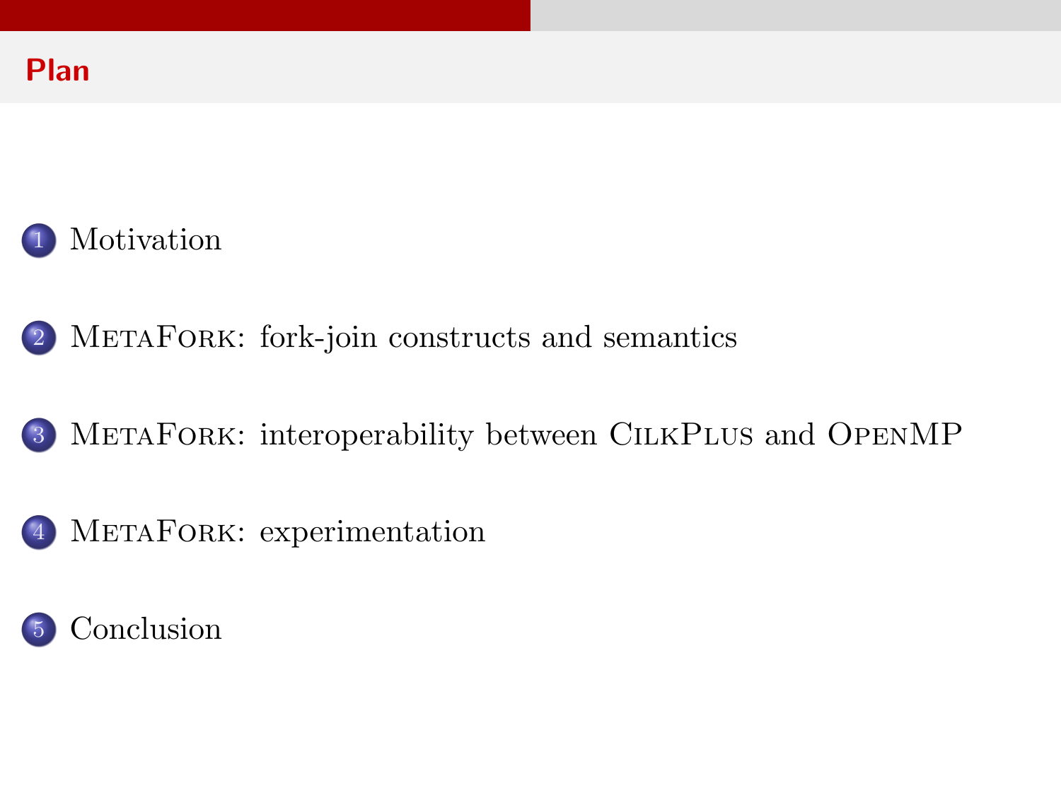## Plan

1. Motivation
2. MetaFork: fork-join constructs and semantics
3. MetaFork: interoperability between CilkPlus and OpenMP
4. MetaFork: experimentation
5. Conclusion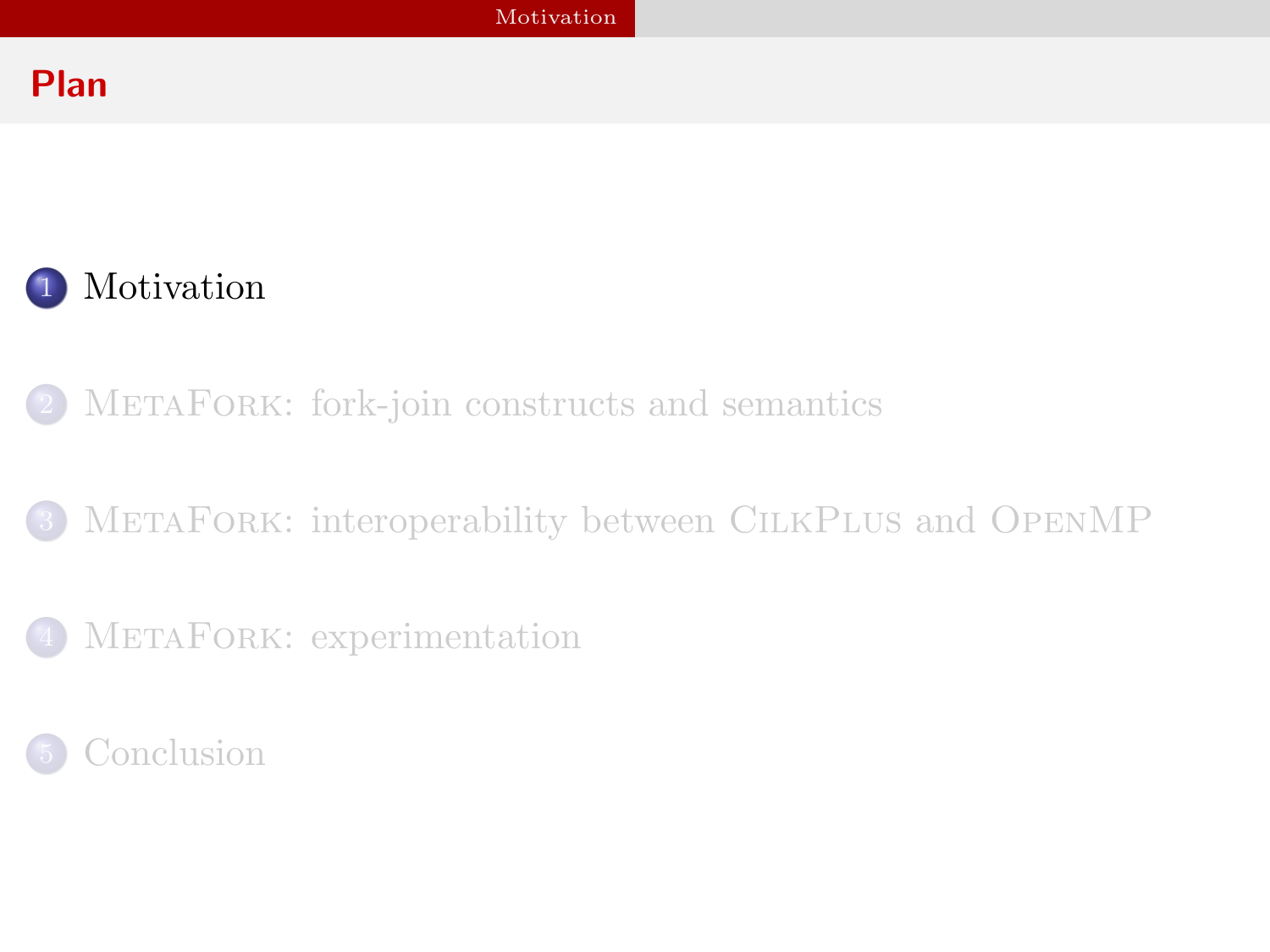## Plan

1. Motivation
2. MetaFork: fork-join constructs and semantics
3. MetaFork: interoperability between CilkPlus and OpenMP
4. MetaFork: experimentation
5. Conclusion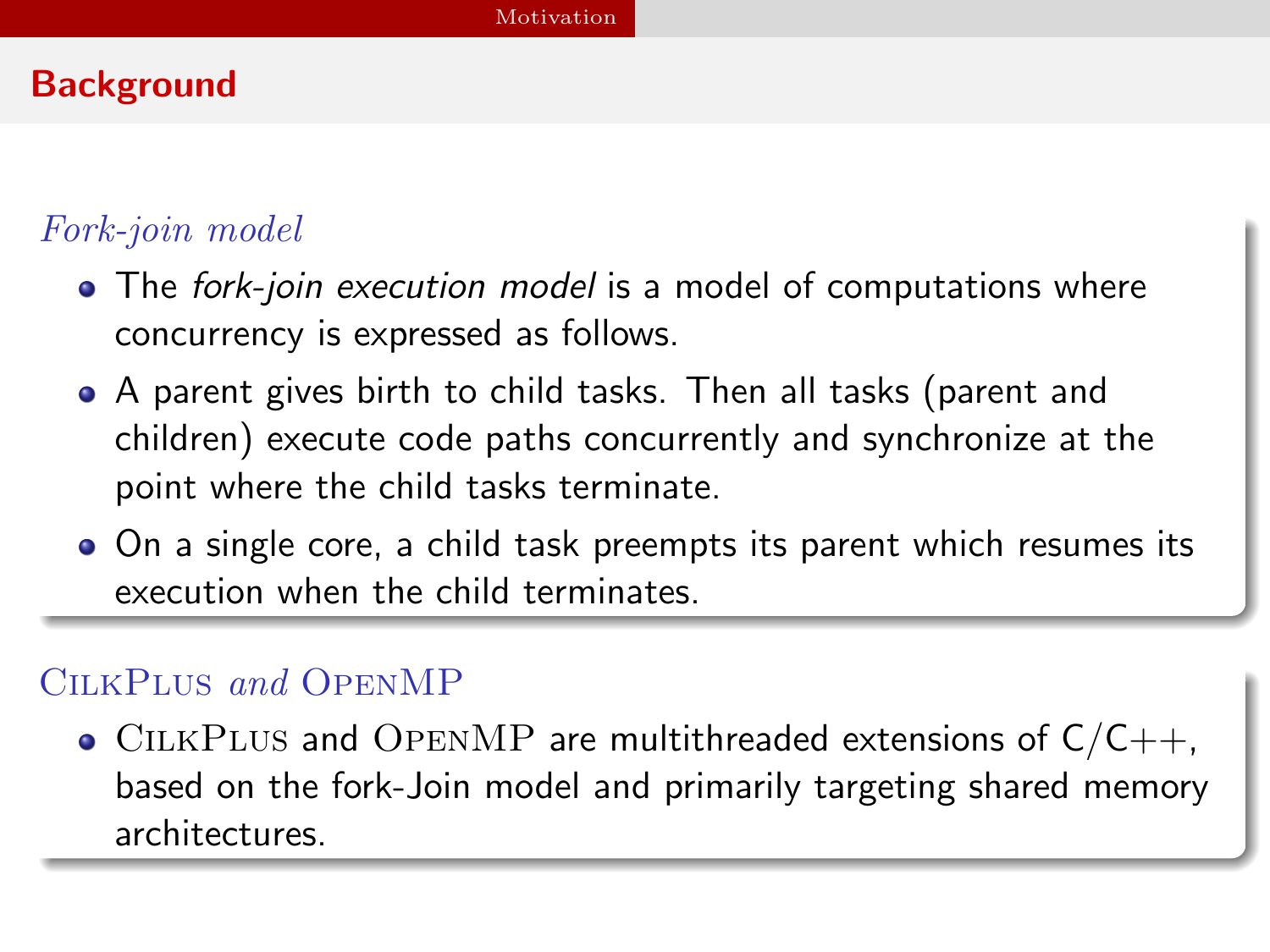## Background

### *Fork-join model*

- The *fork-join execution model* is a model of computations where concurrency is expressed as follows.
- A parent gives birth to child tasks. Then all tasks (parent and children) execute code paths concurrently and synchronize at the point where the child tasks terminate.
- On a single core, a child task preempts its parent which resumes its execution when the child terminates.

### CilkPlus *and* OpenMP

- CilkPlus and OpenMP are multithreaded extensions of C/C++, based on the fork-Join model and primarily targeting shared memory architectures.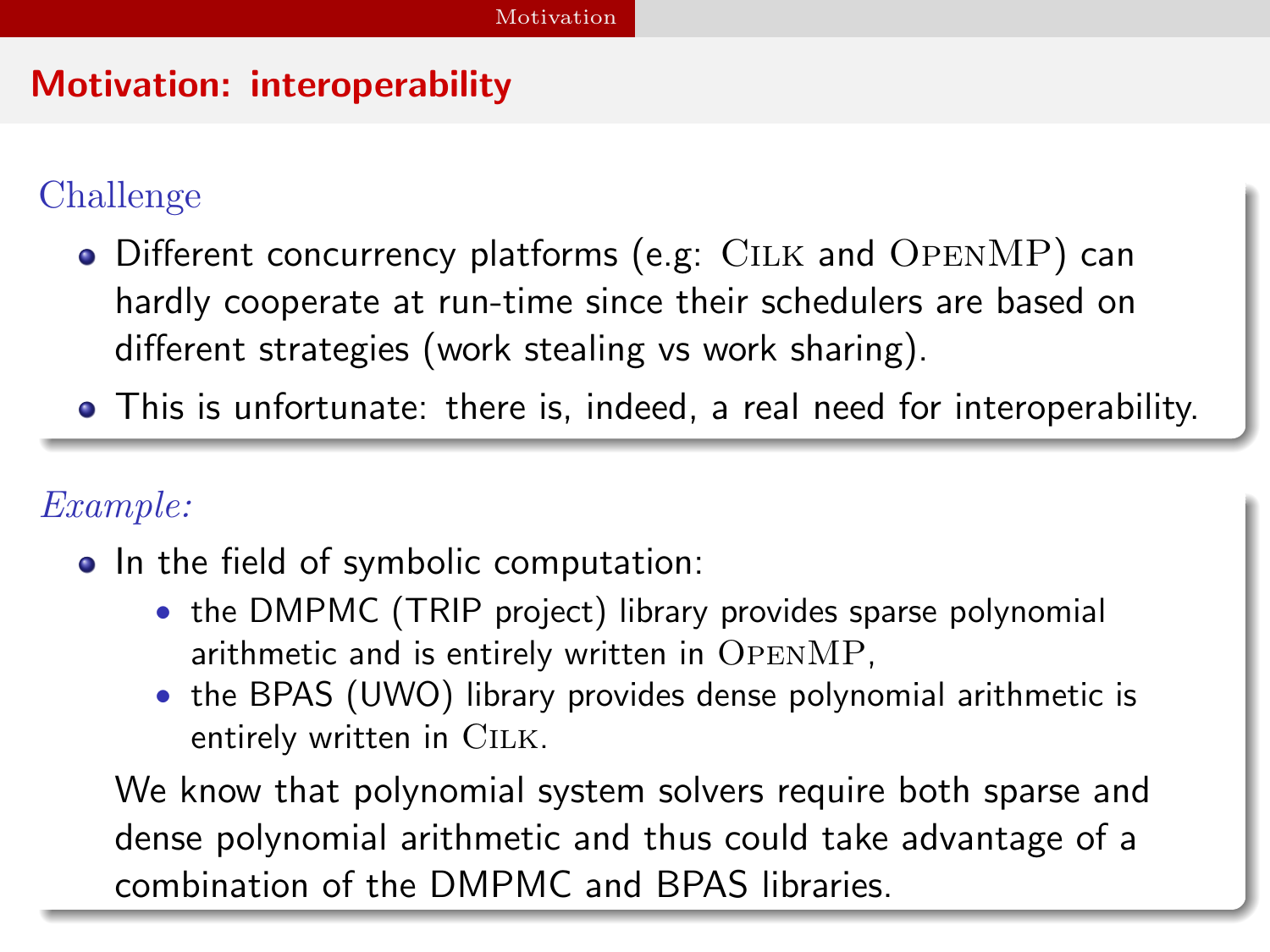## Motivation: interoperability

### Challenge

- Different concurrency platforms (e.g: Cilk and OpenMP) can hardly cooperate at run-time since their schedulers are based on different strategies (work stealing vs work sharing).
- This is unfortunate: there is, indeed, a real need for interoperability.

### *Example:*

- In the field of symbolic computation:
  - the DMPMC (TRIP project) library provides sparse polynomial arithmetic and is entirely written in OpenMP,
  - the BPAS (UWO) library provides dense polynomial arithmetic is entirely written in Cilk.

We know that polynomial system solvers require both sparse and dense polynomial arithmetic and thus could take advantage of a combination of the DMPMC and BPAS libraries.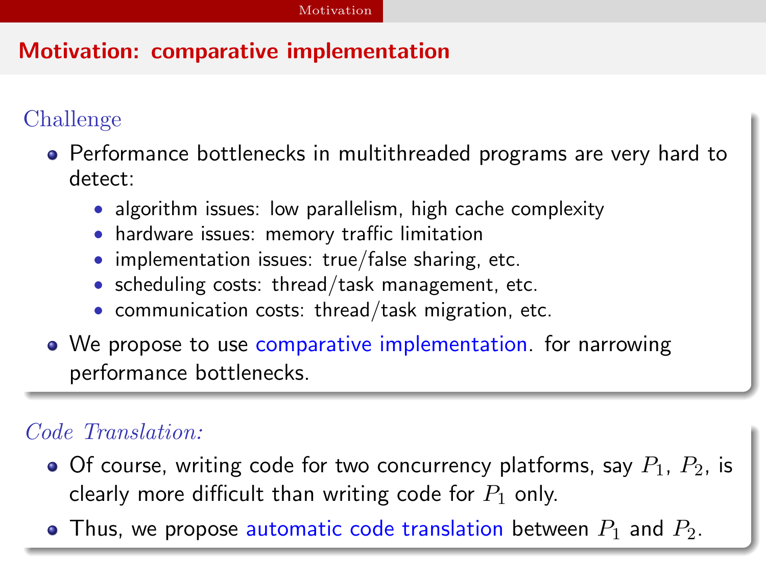# Motivation: comparative implementation

### Challenge

- Performance bottlenecks in multithreaded programs are very hard to detect:
  - algorithm issues: low parallelism, high cache complexity
  - hardware issues: memory traffic limitation
  - implementation issues: true/false sharing, etc.
  - scheduling costs: thread/task management, etc.
  - communication costs: thread/task migration, etc.
- We propose to use comparative implementation. for narrowing performance bottlenecks.

### *Code Translation:*

- Of course, writing code for two concurrency platforms, say $P_1$, $P_2$, is clearly more difficult than writing code for $P_1$ only.
- Thus, we propose automatic code translation between $P_1$ and $P_2$.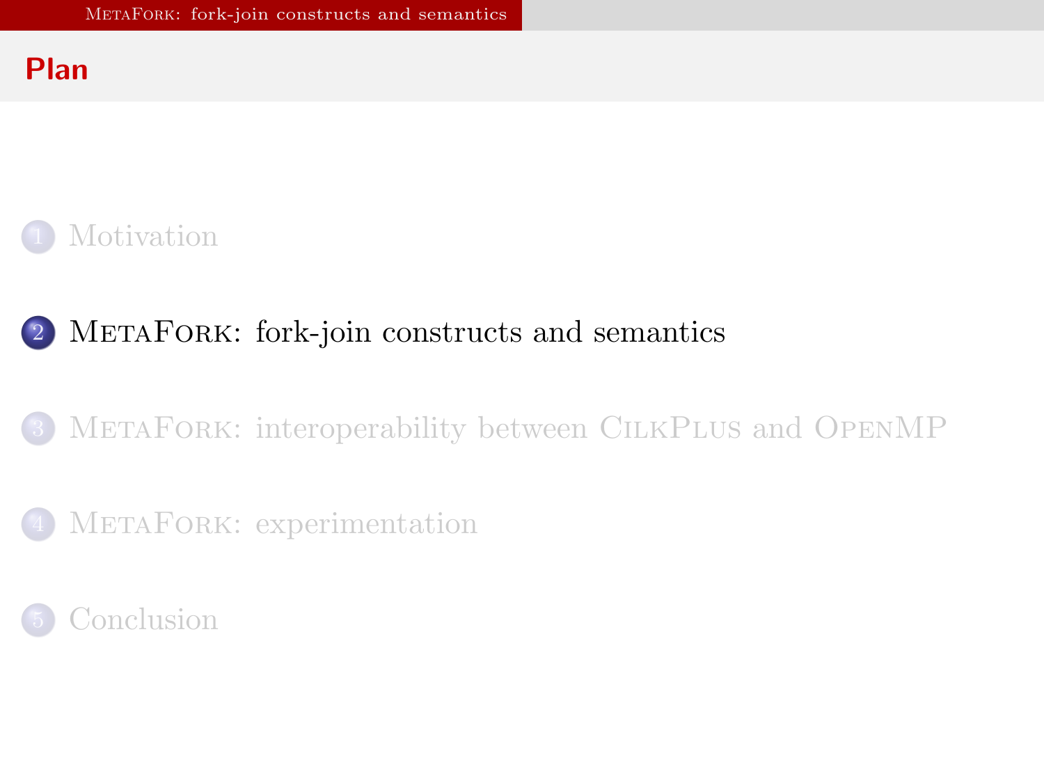## Plan

1. Motivation
2. MetaFork: fork-join constructs and semantics
3. MetaFork: interoperability between CilkPlus and OpenMP
4. MetaFork: experimentation
5. Conclusion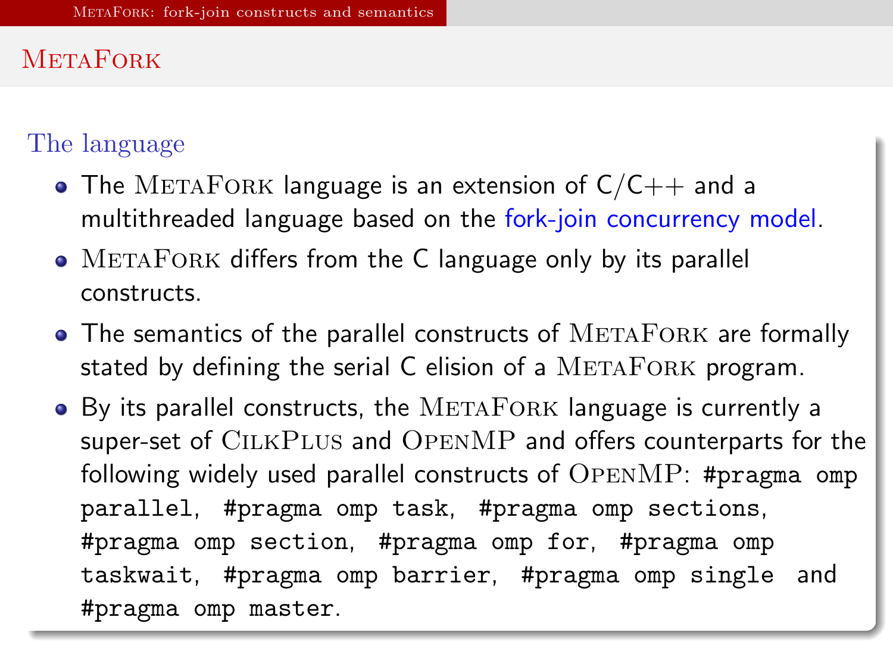# MetaFork

## The language

- The MetaFork language is an extension of C/C++ and a multithreaded language based on the fork-join concurrency model.
- MetaFork differs from the C language only by its parallel constructs.
- The semantics of the parallel constructs of MetaFork are formally stated by defining the serial C elision of a MetaFork program.
- By its parallel constructs, the MetaFork language is currently a super-set of CilkPlus and OpenMP and offers counterparts for the following widely used parallel constructs of OpenMP: `#pragma omp parallel`, `#pragma omp task`, `#pragma omp sections`, `#pragma omp section`, `#pragma omp for`, `#pragma omp taskwait`, `#pragma omp barrier`, `#pragma omp single` and `#pragma omp master`.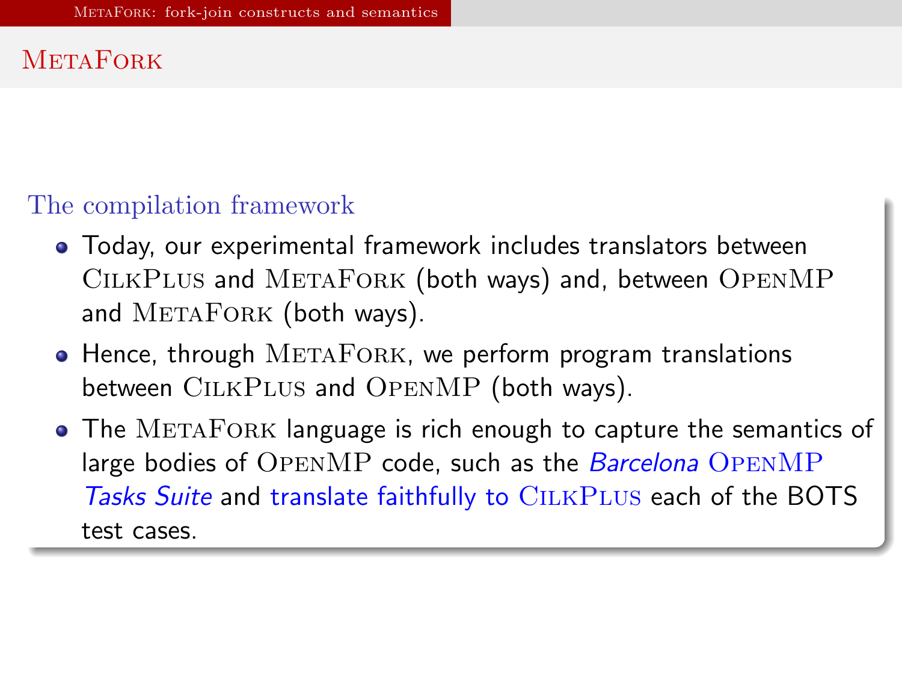# METAFORK

### The compilation framework

- Today, our experimental framework includes translators between CILKPLUS and METAFORK (both ways) and, between OPENMP and METAFORK (both ways).
- Hence, through METAFORK, we perform program translations between CILKPLUS and OPENMP (both ways).
- The METAFORK language is rich enough to capture the semantics of large bodies of OPENMP code, such as the *Barcelona OPENMP Tasks Suite* and translate faithfully to CILKPLUS each of the BOTS test cases.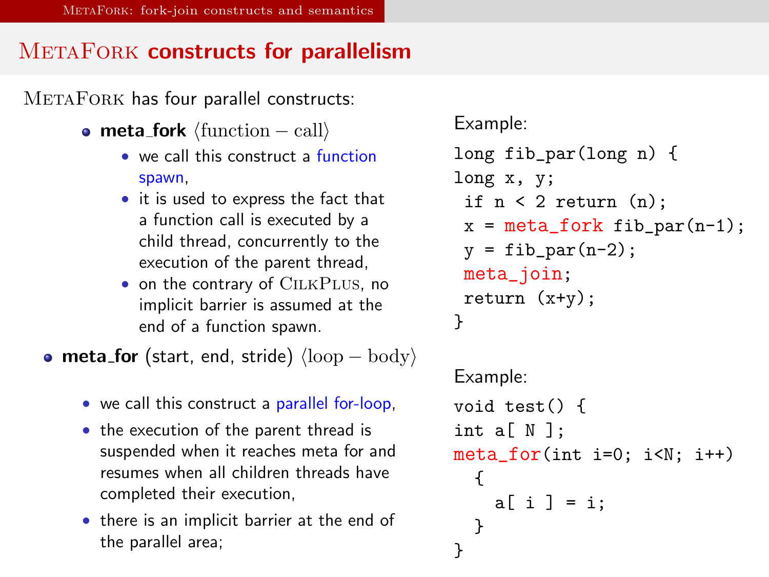# METAFORK constructs for parallelism

METAFORK has four parallel constructs:

- **meta_fork** ⟨function − call⟩
  - we call this construct a function spawn,
  - it is used to express the fact that a function call is executed by a child thread, concurrently to the execution of the parent thread,
  - on the contrary of CILKPLUS, no implicit barrier is assumed at the end of a function spawn.

Example:

```
long fib_par(long n) {
long x, y;
 if n < 2 return (n);
 x = meta_fork fib_par(n-1);
 y = fib_par(n-2);
 meta_join;
 return (x+y);
}
```

- **meta_for** (start, end, stride) ⟨loop − body⟩
  - we call this construct a parallel for-loop,
  - the execution of the parent thread is suspended when it reaches meta for and resumes when all children threads have completed their execution,
  - there is an implicit barrier at the end of the parallel area;

Example:

```
void test() {
int a[ N ];
meta_for(int i=0; i<N; i++)
  {
    a[ i ] = i;
  }
}
```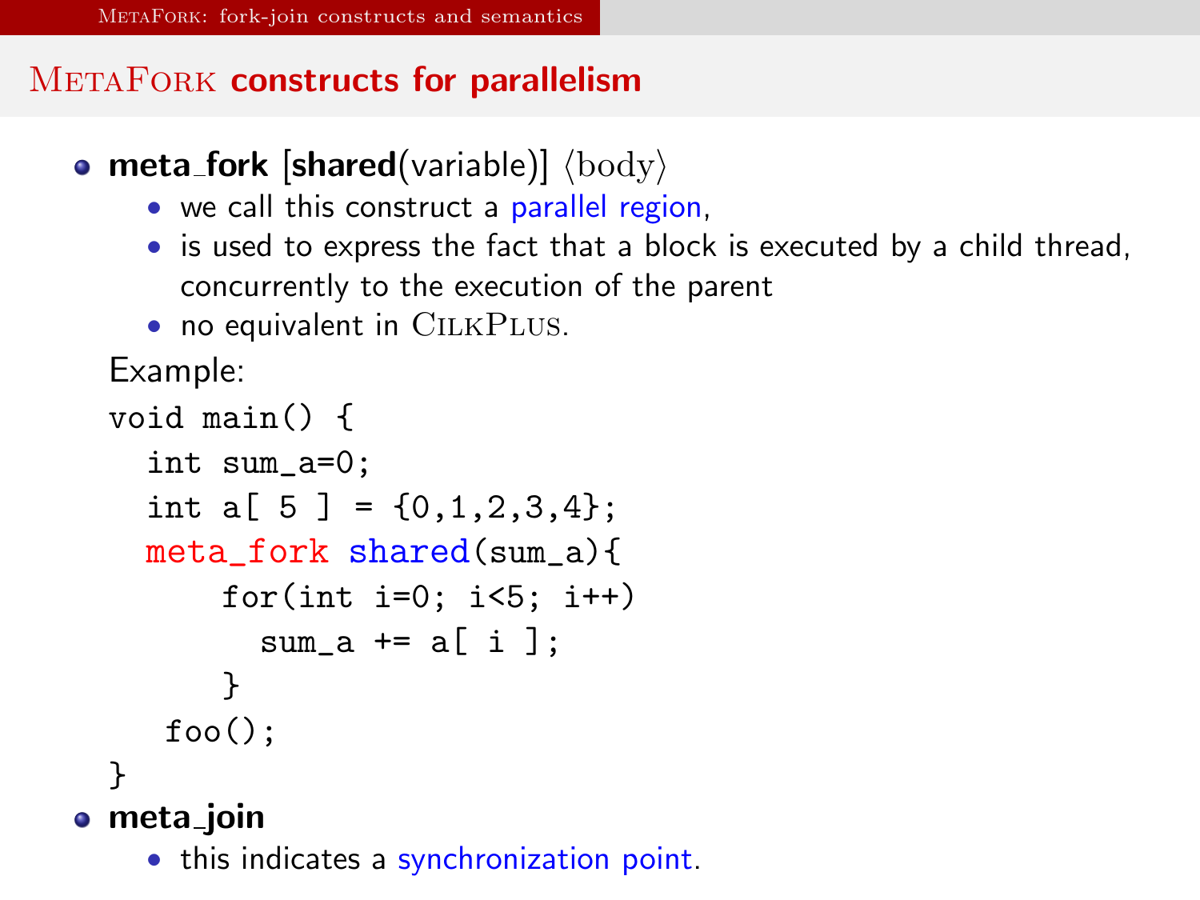## MetaFork constructs for parallelism

- **meta_fork** [**shared**(variable)] ⟨body⟩
  - we call this construct a parallel region,
  - is used to express the fact that a block is executed by a child thread, concurrently to the execution of the parent
  - no equivalent in CilkPlus.

Example:

```
void main() {
  int sum_a=0;
  int a[ 5 ] = {0,1,2,3,4};
  meta_fork shared(sum_a){
      for(int i=0; i<5; i++)
        sum_a += a[ i ];
      }
   foo();
}
```

- **meta_join**
  - this indicates a synchronization point.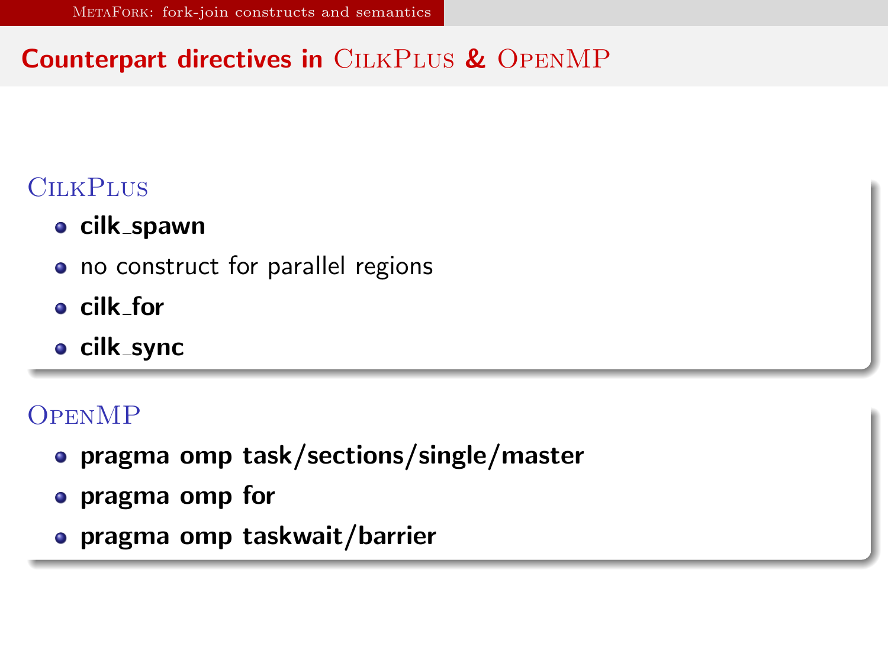# Counterpart directives in CilkPlus & OpenMP

### CilkPlus

- **cilk_spawn**
- no construct for parallel regions
- **cilk_for**
- **cilk_sync**

### OpenMP

- **pragma omp task/sections/single/master**
- **pragma omp for**
- **pragma omp taskwait/barrier**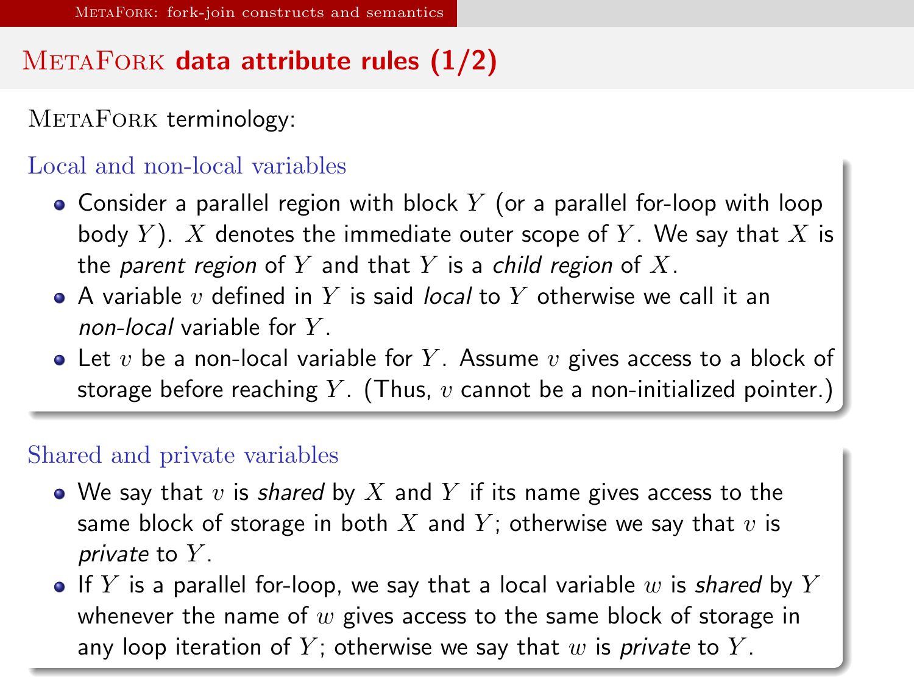# MetaFork data attribute rules (1/2)

MetaFork terminology:

### Local and non-local variables

- Consider a parallel region with block $Y$ (or a parallel for-loop with loop body $Y$). $X$ denotes the immediate outer scope of $Y$. We say that $X$ is the *parent region* of $Y$ and that $Y$ is a *child region* of $X$.
- A variable $v$ defined in $Y$ is said *local* to $Y$ otherwise we call it an *non-local* variable for $Y$.
- Let $v$ be a non-local variable for $Y$. Assume $v$ gives access to a block of storage before reaching $Y$. (Thus, $v$ cannot be a non-initialized pointer.)

### Shared and private variables

- We say that $v$ is *shared* by $X$ and $Y$ if its name gives access to the same block of storage in both $X$ and $Y$; otherwise we say that $v$ is *private* to $Y$.
- If $Y$ is a parallel for-loop, we say that a local variable $w$ is *shared* by $Y$ whenever the name of $w$ gives access to the same block of storage in any loop iteration of $Y$; otherwise we say that $w$ is *private* to $Y$.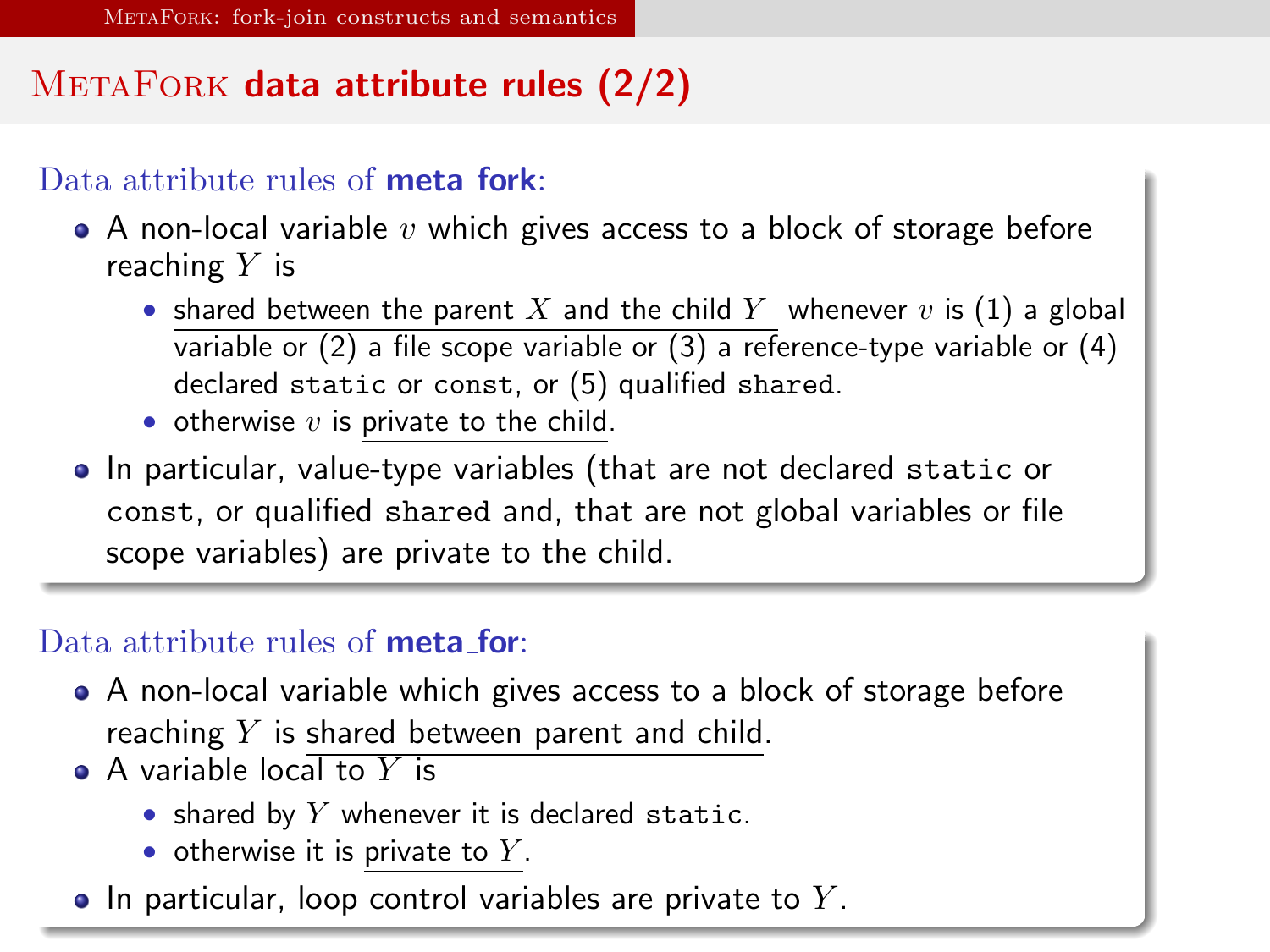# MetaFork data attribute rules (2/2)

Data attribute rules of **meta_fork**:

- A non-local variable $v$ which gives access to a block of storage before reaching $Y$ is
  - shared between the parent $X$ and the child $Y$ whenever $v$ is (1) a global variable or (2) a file scope variable or (3) a reference-type variable or (4) declared `static` or `const`, or (5) qualified `shared`.
  - otherwise $v$ is private to the child.
- In particular, value-type variables (that are not declared `static` or `const`, or qualified `shared` and, that are not global variables or file scope variables) are private to the child.

Data attribute rules of **meta_for**:

- A non-local variable which gives access to a block of storage before reaching $Y$ is shared between parent and child.
- A variable local to $Y$ is
  - shared by $Y$ whenever it is declared `static`.
  - otherwise it is private to $Y$.
- In particular, loop control variables are private to $Y$.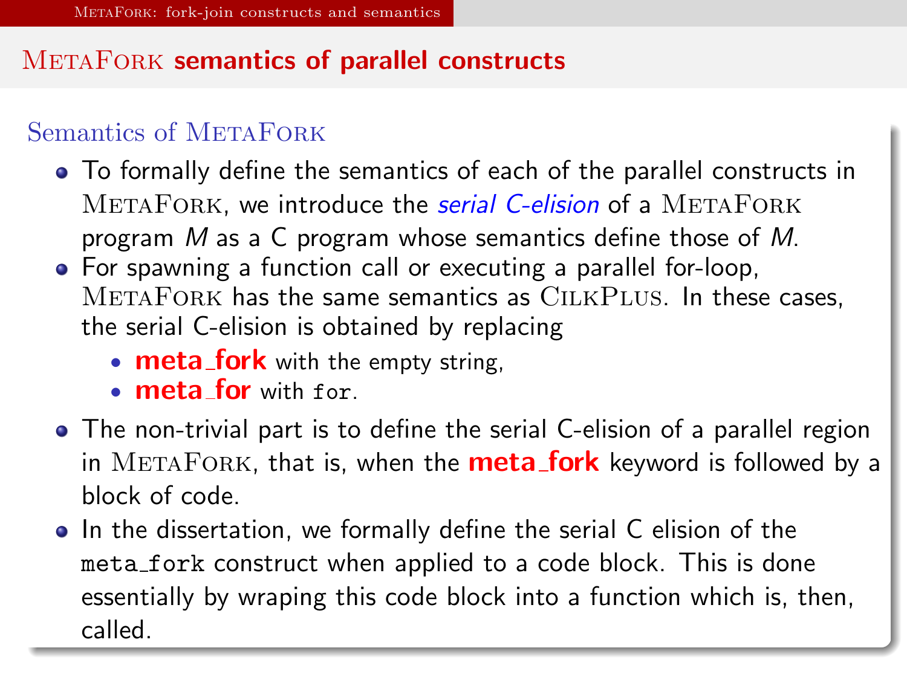# MetaFork semantics of parallel constructs

## Semantics of MetaFork

- To formally define the semantics of each of the parallel constructs in MetaFork, we introduce the *serial C-elision* of a MetaFork program $M$ as a C program whose semantics define those of $M$.
- For spawning a function call or executing a parallel for-loop, MetaFork has the same semantics as CilkPlus. In these cases, the serial C-elision is obtained by replacing
  - **meta_fork** with the empty string,
  - **meta_for** with `for`.
- The non-trivial part is to define the serial C-elision of a parallel region in MetaFork, that is, when the **meta_fork** keyword is followed by a block of code.
- In the dissertation, we formally define the serial C elision of the `meta_fork` construct when applied to a code block. This is done essentially by wraping this code block into a function which is, then, called.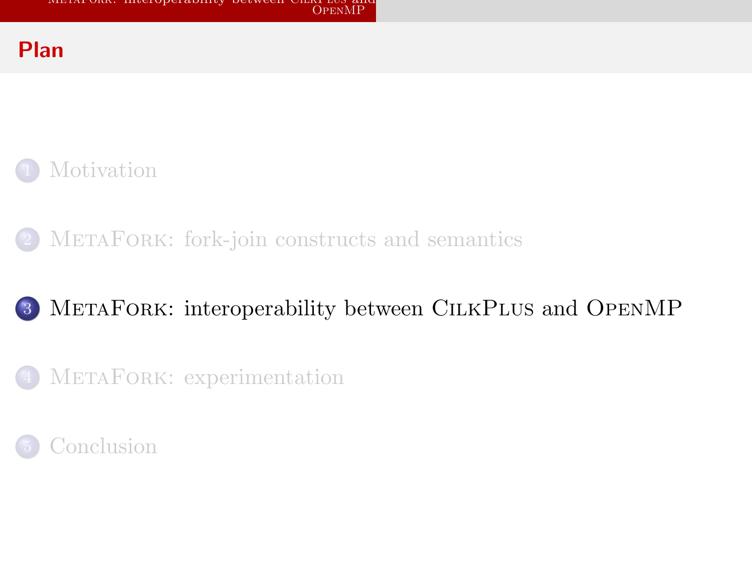## Plan

1. Motivation
2. MetaFork: fork-join constructs and semantics
3. MetaFork: interoperability between CilkPlus and OpenMP
4. MetaFork: experimentation
5. Conclusion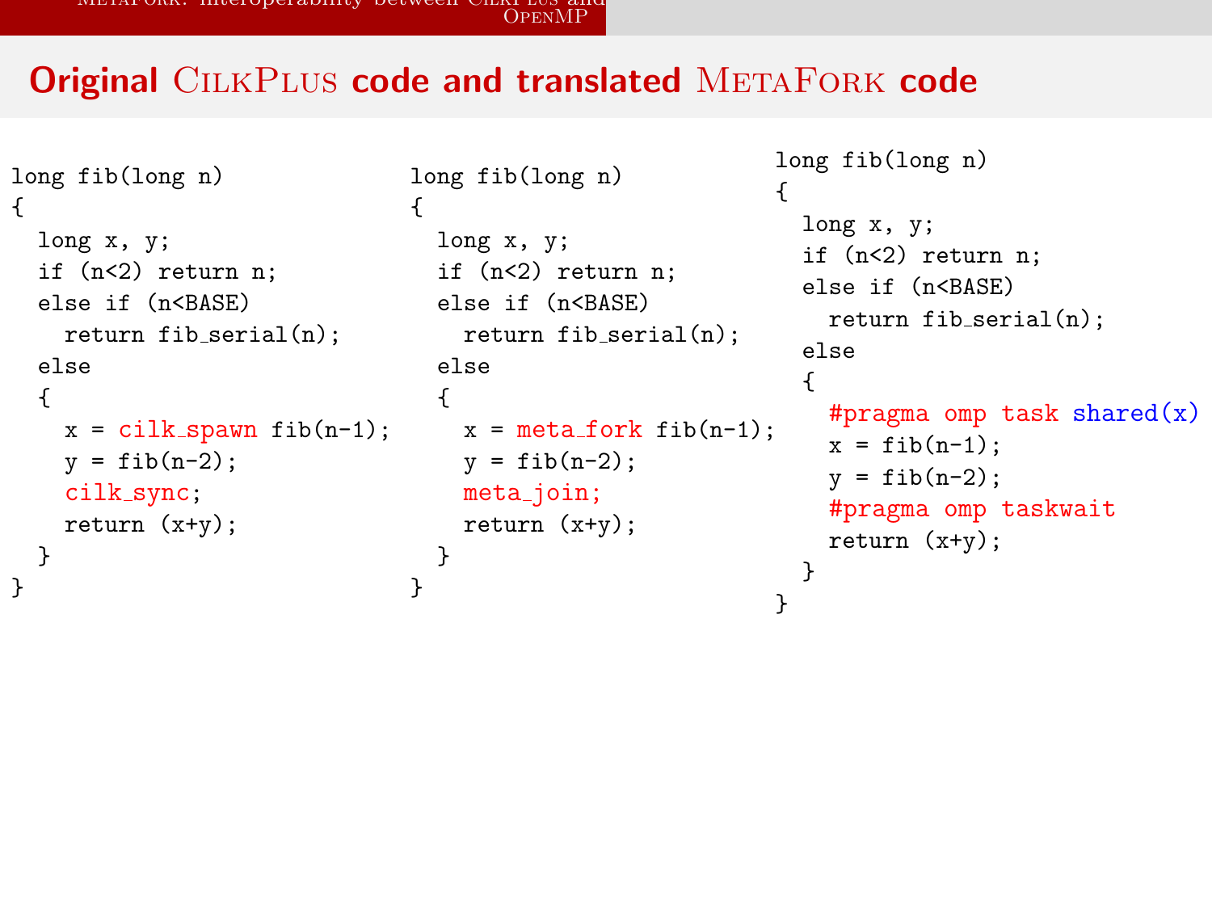## Original CilkPlus code and translated MetaFork code

```
long fib(long n)
{
  long x, y;
  if (n<2) return n;
  else if (n<BASE)
    return fib_serial(n);
  else
  {
    x = cilk_spawn fib(n-1);
    y = fib(n-2);
    cilk_sync;
    return (x+y);
  }
}
```

```
long fib(long n)
{
  long x, y;
  if (n<2) return n;
  else if (n<BASE)
    return fib_serial(n);
  else
  {
    x = meta_fork fib(n-1);
    y = fib(n-2);
    meta_join;
    return (x+y);
  }
}
```

```
long fib(long n)
{
  long x, y;
  if (n<2) return n;
  else if (n<BASE)
    return fib_serial(n);
  else
  {
    #pragma omp task shared(x)
    x = fib(n-1);
    y = fib(n-2);
    #pragma omp taskwait
    return (x+y);
  }
}
```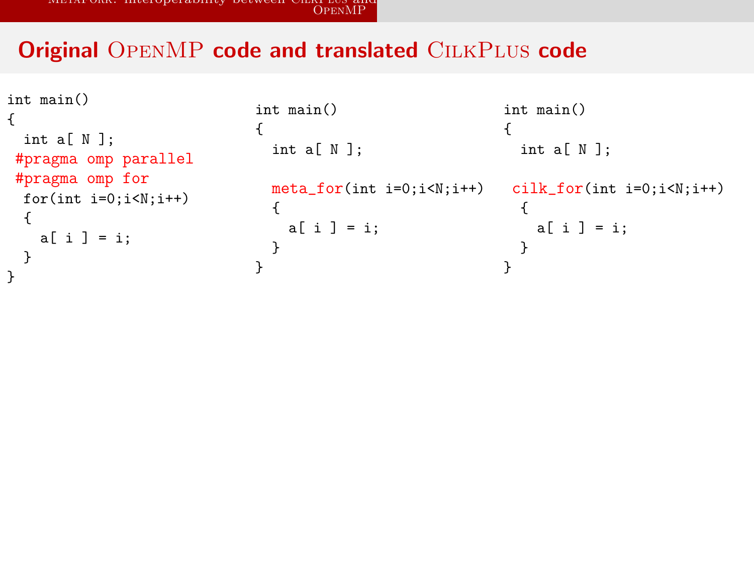## Original OpenMP code and translated CilkPlus code

```
int main()
{
  int a[ N ];
 #pragma omp parallel
 #pragma omp for
  for(int i=0;i<N;i++)
  {
    a[ i ] = i;
  }
}
```

```
int main()
{
  int a[ N ];

  meta_for(int i=0;i<N;i++)
  {
    a[ i ] = i;
  }
}
```

```
int main()
{
  int a[ N ];

 cilk_for(int i=0;i<N;i++)
  {
    a[ i ] = i;
  }
}
```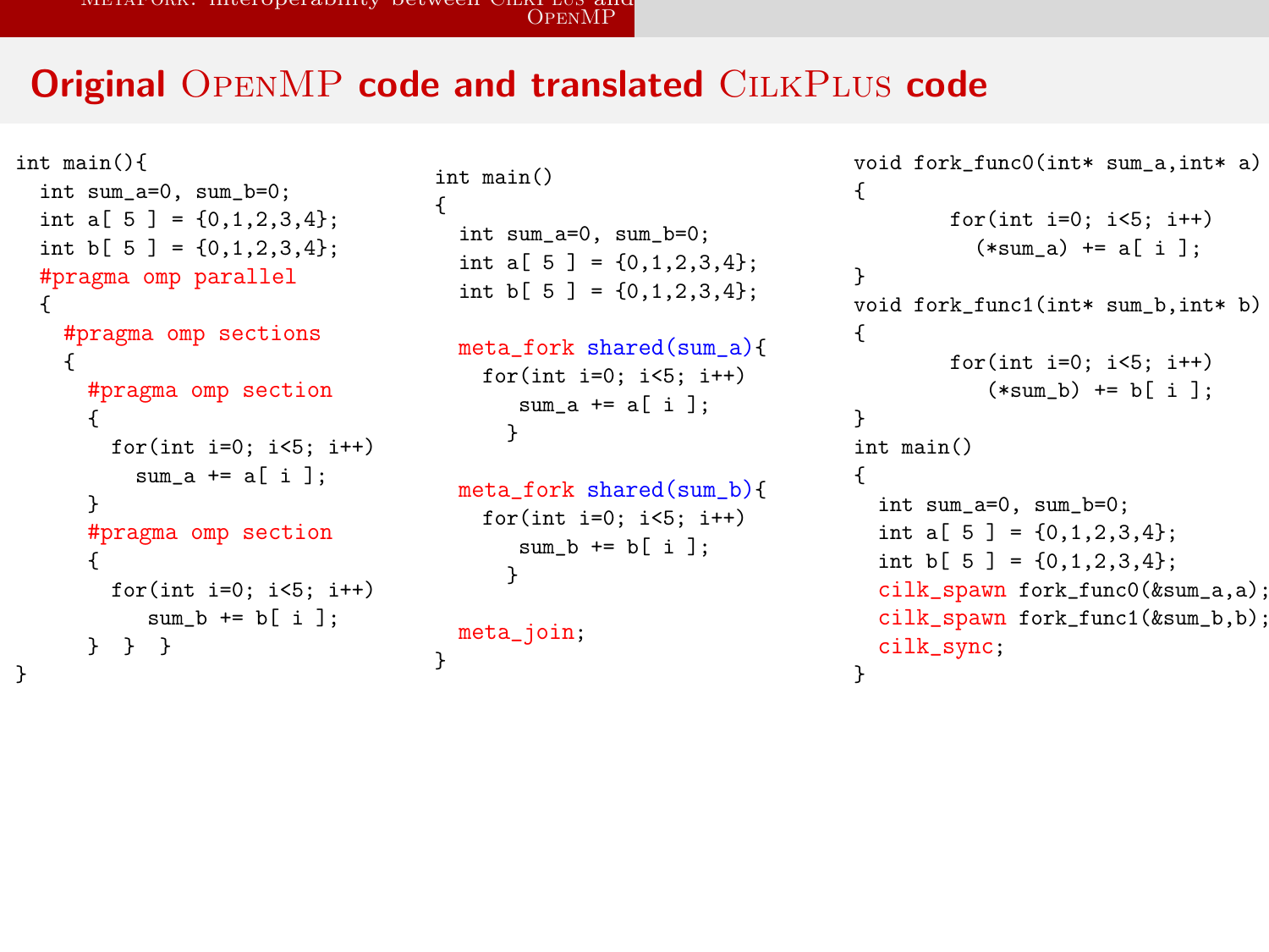# Original OpenMP code and translated CilkPlus code

```
int main(){
  int sum_a=0, sum_b=0;
  int a[ 5 ] = {0,1,2,3,4};
  int b[ 5 ] = {0,1,2,3,4};
  #pragma omp parallel
  {
    #pragma omp sections
    {
      #pragma omp section
      {
        for(int i=0; i<5; i++)
          sum_a += a[ i ];
      }
      #pragma omp section
      {
        for(int i=0; i<5; i++)
           sum_b += b[ i ];
      }  }  }
}
```

```
int main()
{
  int sum_a=0, sum_b=0;
  int a[ 5 ] = {0,1,2,3,4};
  int b[ 5 ] = {0,1,2,3,4};

  meta_fork shared(sum_a){
    for(int i=0; i<5; i++)
       sum_a += a[ i ];
      }

  meta_fork shared(sum_b){
    for(int i=0; i<5; i++)
       sum_b += b[ i ];
      }

  meta_join;
}
```

```
void fork_func0(int* sum_a,int* a)
{
        for(int i=0; i<5; i++)
          (*sum_a) += a[ i ];
}
void fork_func1(int* sum_b,int* b)
{
        for(int i=0; i<5; i++)
           (*sum_b) += b[ i ];
}
int main()
{
  int sum_a=0, sum_b=0;
  int a[ 5 ] = {0,1,2,3,4};
  int b[ 5 ] = {0,1,2,3,4};
  cilk_spawn fork_func0(&sum_a,a);
  cilk_spawn fork_func1(&sum_b,b);
  cilk_sync;
}
```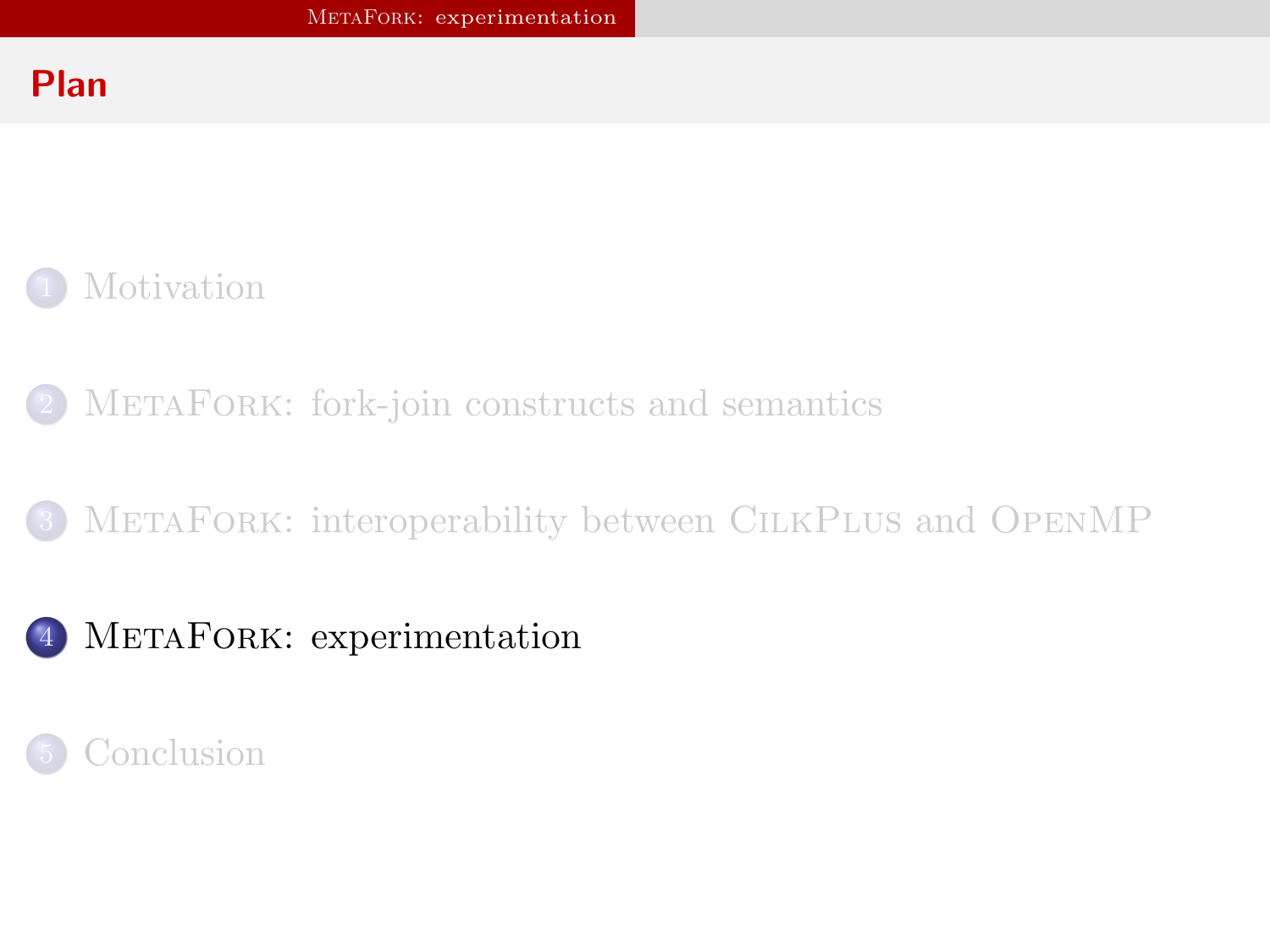## Plan

1. Motivation
2. MetaFork: fork-join constructs and semantics
3. MetaFork: interoperability between CilkPlus and OpenMP
4. **MetaFork: experimentation**
5. Conclusion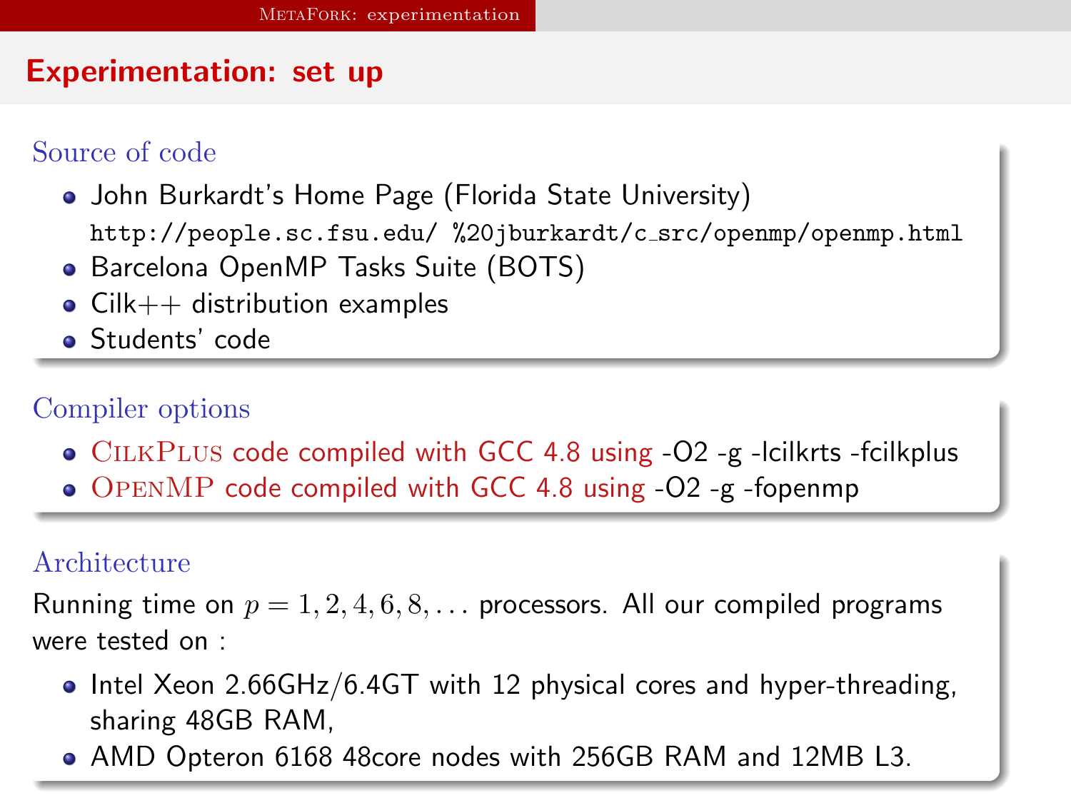## Experimentation: set up

### Source of code

- John Burkardt's Home Page (Florida State University)
  `http://people.sc.fsu.edu/ %20jburkardt/c_src/openmp/openmp.html`
- Barcelona OpenMP Tasks Suite (BOTS)
- Cilk++ distribution examples
- Students' code

### Compiler options

- CilkPlus code compiled with GCC 4.8 using -O2 -g -lcilkrts -fcilkplus
- OpenMP code compiled with GCC 4.8 using -O2 -g -fopenmp

### Architecture

Running time on $p = 1, 2, 4, 6, 8, \ldots$ processors. All our compiled programs were tested on :

- Intel Xeon 2.66GHz/6.4GT with 12 physical cores and hyper-threading, sharing 48GB RAM,
- AMD Opteron 6168 48core nodes with 256GB RAM and 12MB L3.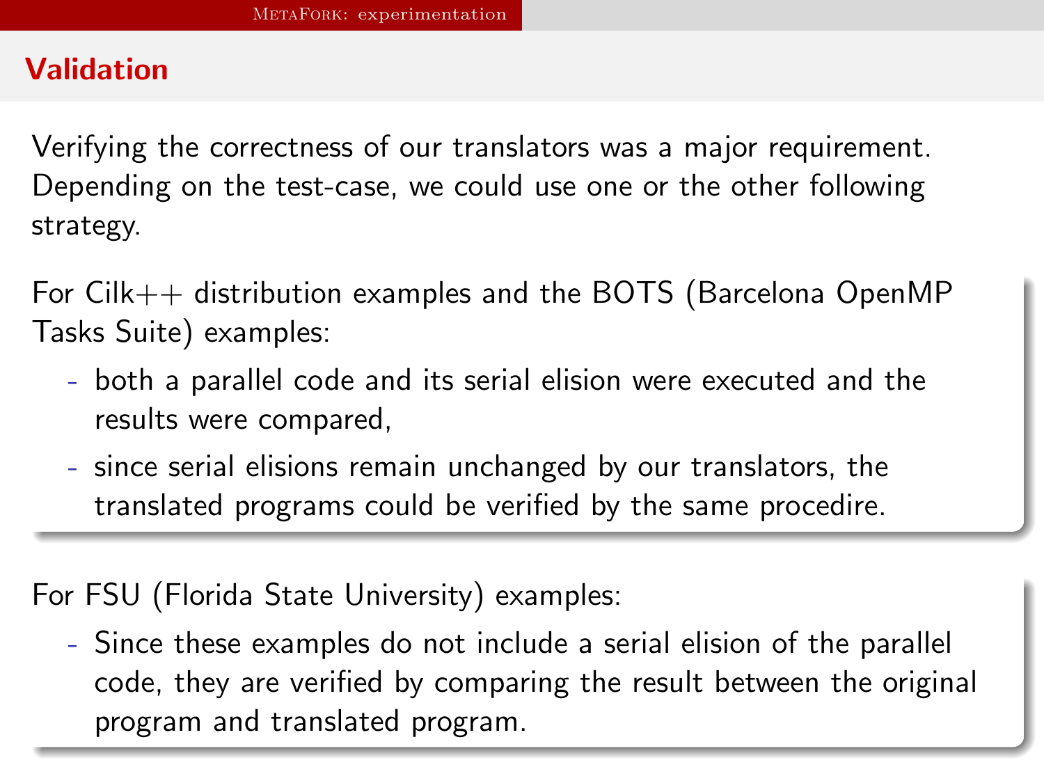## Validation

Verifying the correctness of our translators was a major requirement. Depending on the test-case, we could use one or the other following strategy.

For Cilk++ distribution examples and the BOTS (Barcelona OpenMP Tasks Suite) examples:

- both a parallel code and its serial elision were executed and the results were compared,
- since serial elisions remain unchanged by our translators, the translated programs could be verified by the same procedire.

For FSU (Florida State University) examples:

- Since these examples do not include a serial elision of the parallel code, they are verified by comparing the result between the original program and translated program.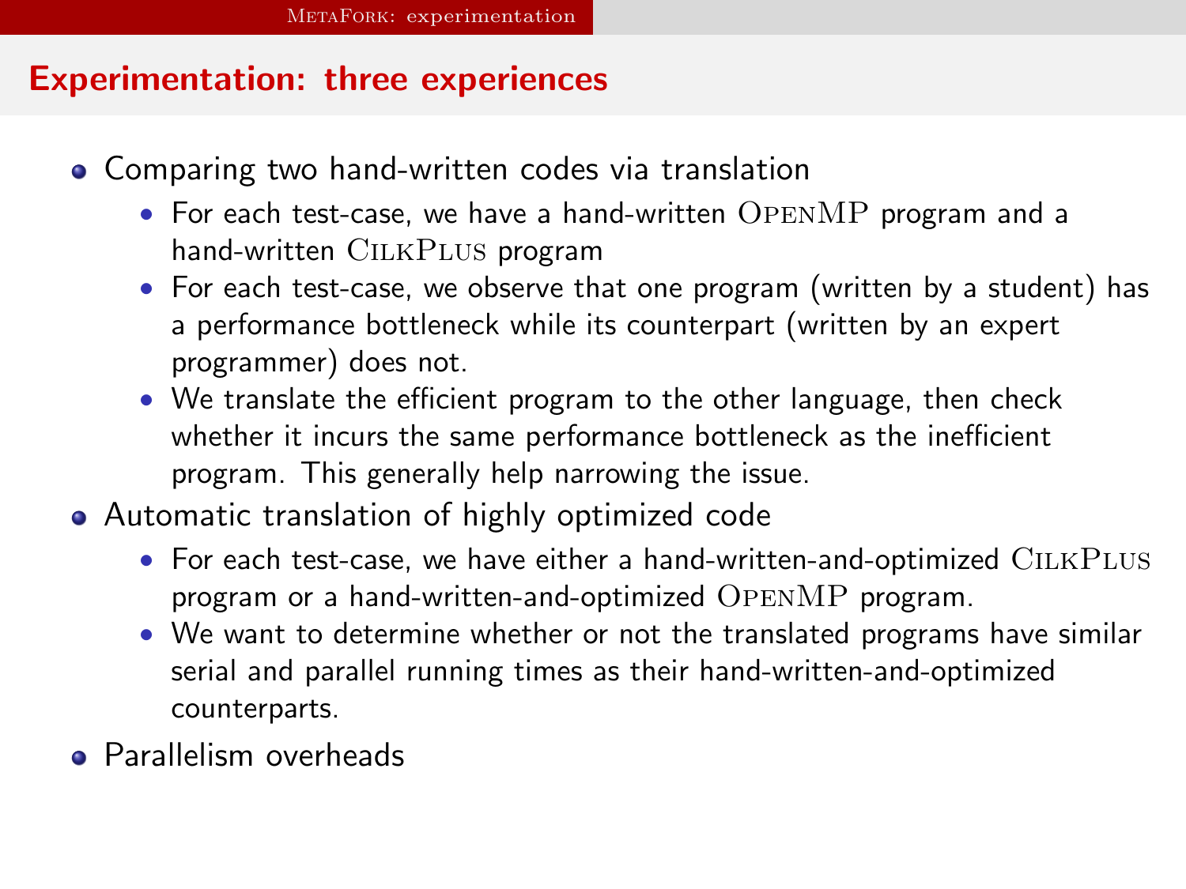## Experimentation: three experiences

- Comparing two hand-written codes via translation
  - For each test-case, we have a hand-written OpenMP program and a hand-written CilkPlus program
  - For each test-case, we observe that one program (written by a student) has a performance bottleneck while its counterpart (written by an expert programmer) does not.
  - We translate the efficient program to the other language, then check whether it incurs the same performance bottleneck as the inefficient program. This generally help narrowing the issue.
- Automatic translation of highly optimized code
  - For each test-case, we have either a hand-written-and-optimized CilkPlus program or a hand-written-and-optimized OpenMP program.
  - We want to determine whether or not the translated programs have similar serial and parallel running times as their hand-written-and-optimized counterparts.
- Parallelism overheads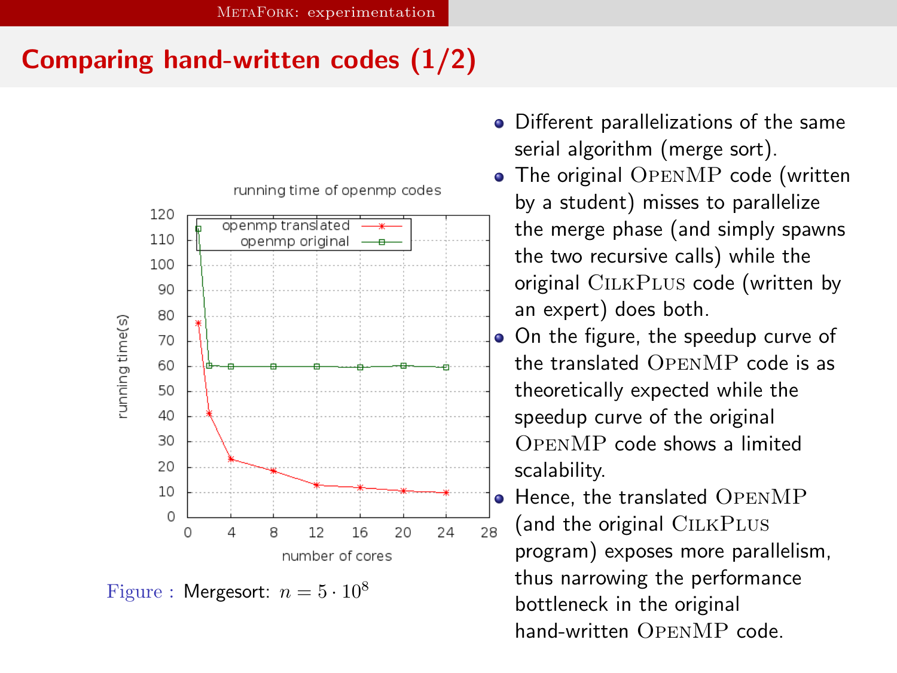## Comparing hand-written codes (1/2)

Figure : Mergesort: $n = 5 \cdot 10^8$

- Different parallelizations of the same serial algorithm (merge sort).
- The original OpenMP code (written by a student) misses to parallelize the merge phase (and simply spawns the two recursive calls) while the original CilkPlus code (written by an expert) does both.
- On the figure, the speedup curve of the translated OpenMP code is as theoretically expected while the speedup curve of the original OpenMP code shows a limited scalability.
- Hence, the translated OpenMP (and the original CilkPlus program) exposes more parallelism, thus narrowing the performance bottleneck in the original hand-written OpenMP code.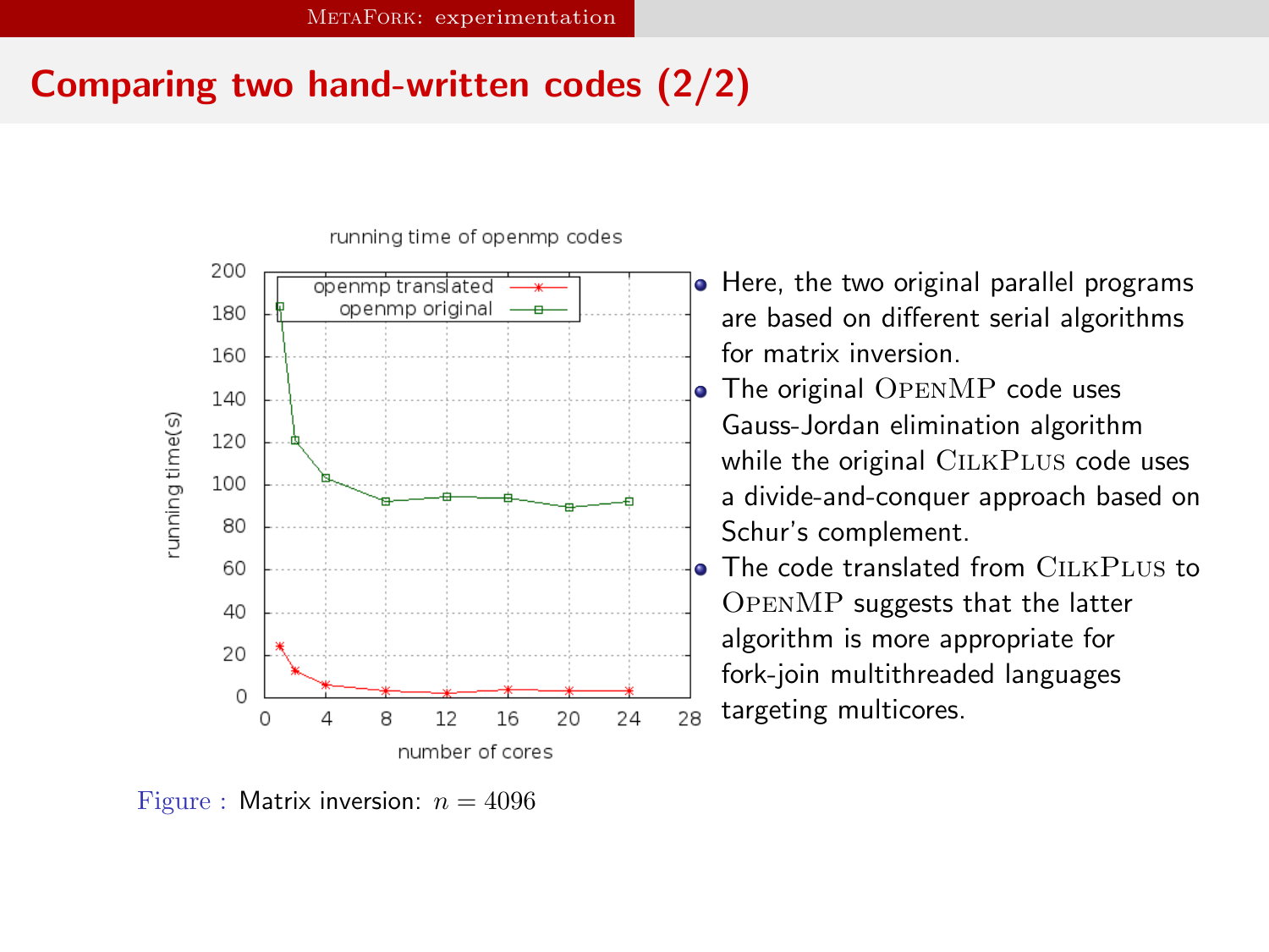## Comparing two hand-written codes (2/2)

- Here, the two original parallel programs are based on different serial algorithms for matrix inversion.
- The original OpenMP code uses Gauss-Jordan elimination algorithm while the original CilkPlus code uses a divide-and-conquer approach based on Schur's complement.
- The code translated from CilkPlus to OpenMP suggests that the latter algorithm is more appropriate for fork-join multithreaded languages targeting multicores.

Figure : Matrix inversion: $n = 4096$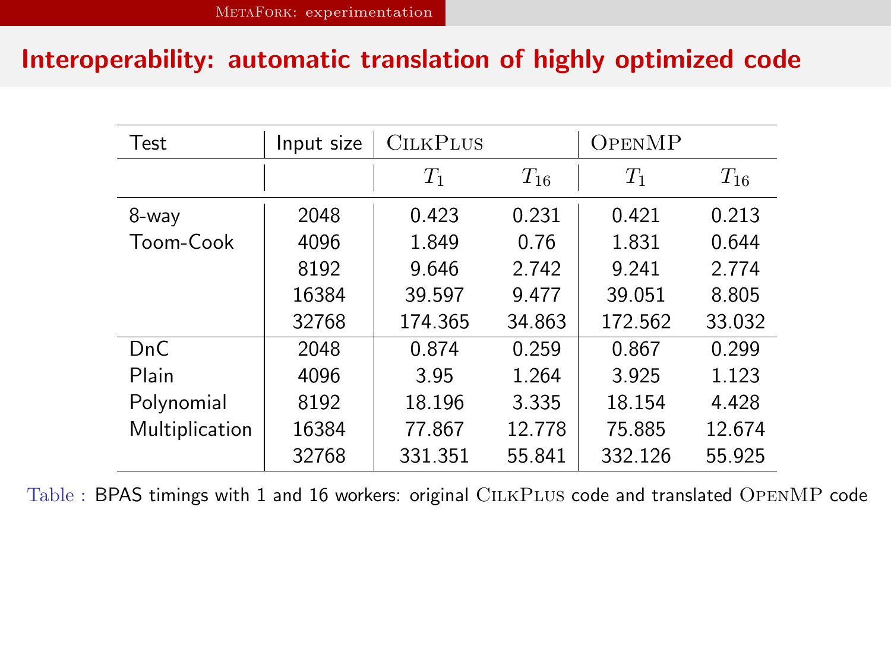## Interoperability: automatic translation of highly optimized code

| Test | Input size | CilkPlus | | OpenMP | |
|---|---|---|---|---|---|
| | | $T_1$ | $T_{16}$ | $T_1$ | $T_{16}$ |
| 8-way | 2048 | 0.423 | 0.231 | 0.421 | 0.213 |
| Toom-Cook | 4096 | 1.849 | 0.76 | 1.831 | 0.644 |
| | 8192 | 9.646 | 2.742 | 9.241 | 2.774 |
| | 16384 | 39.597 | 9.477 | 39.051 | 8.805 |
| | 32768 | 174.365 | 34.863 | 172.562 | 33.032 |
| DnC | 2048 | 0.874 | 0.259 | 0.867 | 0.299 |
| Plain | 4096 | 3.95 | 1.264 | 3.925 | 1.123 |
| Polynomial | 8192 | 18.196 | 3.335 | 18.154 | 4.428 |
| Multiplication | 16384 | 77.867 | 12.778 | 75.885 | 12.674 |
| | 32768 | 331.351 | 55.841 | 332.126 | 55.925 |

Table : BPAS timings with 1 and 16 workers: original CilkPlus code and translated OpenMP code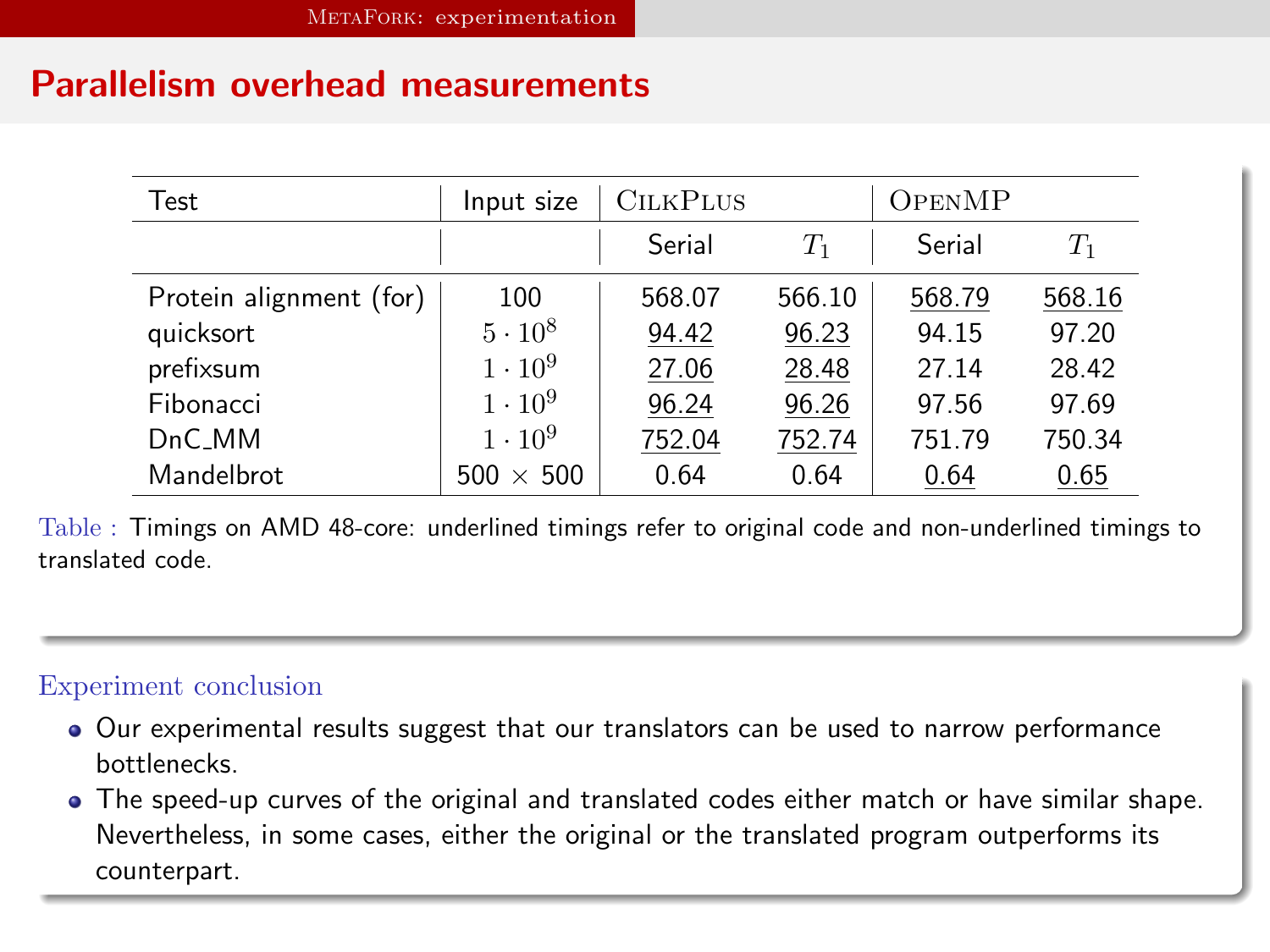## Parallelism overhead measurements

| Test | Input size | CilkPlus | | OpenMP | |
|---|---|---|---|---|---|
| | | Serial | $T_1$ | Serial | $T_1$ |
| Protein alignment (for) | 100 | 568.07 | 566.10 | <u>568.79</u> | <u>568.16</u> |
| quicksort | $5 \cdot 10^8$ | <u>94.42</u> | <u>96.23</u> | 94.15 | 97.20 |
| prefixsum | $1 \cdot 10^9$ | <u>27.06</u> | <u>28.48</u> | 27.14 | 28.42 |
| Fibonacci | $1 \cdot 10^9$ | <u>96.24</u> | <u>96.26</u> | 97.56 | 97.69 |
| DnC_MM | $1 \cdot 10^9$ | <u>752.04</u> | <u>752.74</u> | 751.79 | 750.34 |
| Mandelbrot | 500 $\times$ 500 | 0.64 | 0.64 | <u>0.64</u> | <u>0.65</u> |

Table : Timings on AMD 48-core: underlined timings refer to original code and non-underlined timings to translated code.

### Experiment conclusion

- Our experimental results suggest that our translators can be used to narrow performance bottlenecks.
- The speed-up curves of the original and translated codes either match or have similar shape. Nevertheless, in some cases, either the original or the translated program outperforms its counterpart.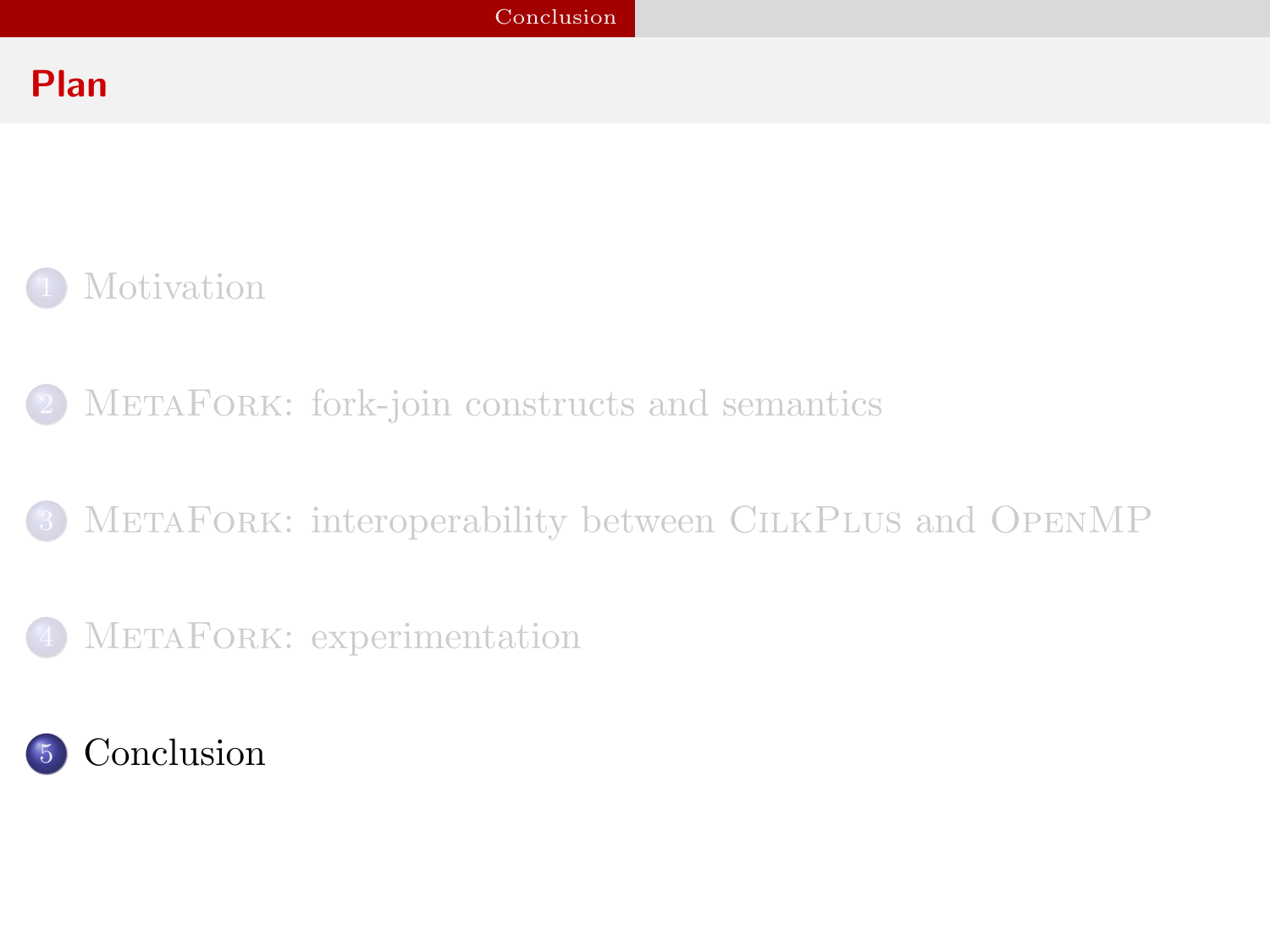## Plan

1. Motivation
2. MetaFork: fork-join constructs and semantics
3. MetaFork: interoperability between CilkPlus and OpenMP
4. MetaFork: experimentation
5. Conclusion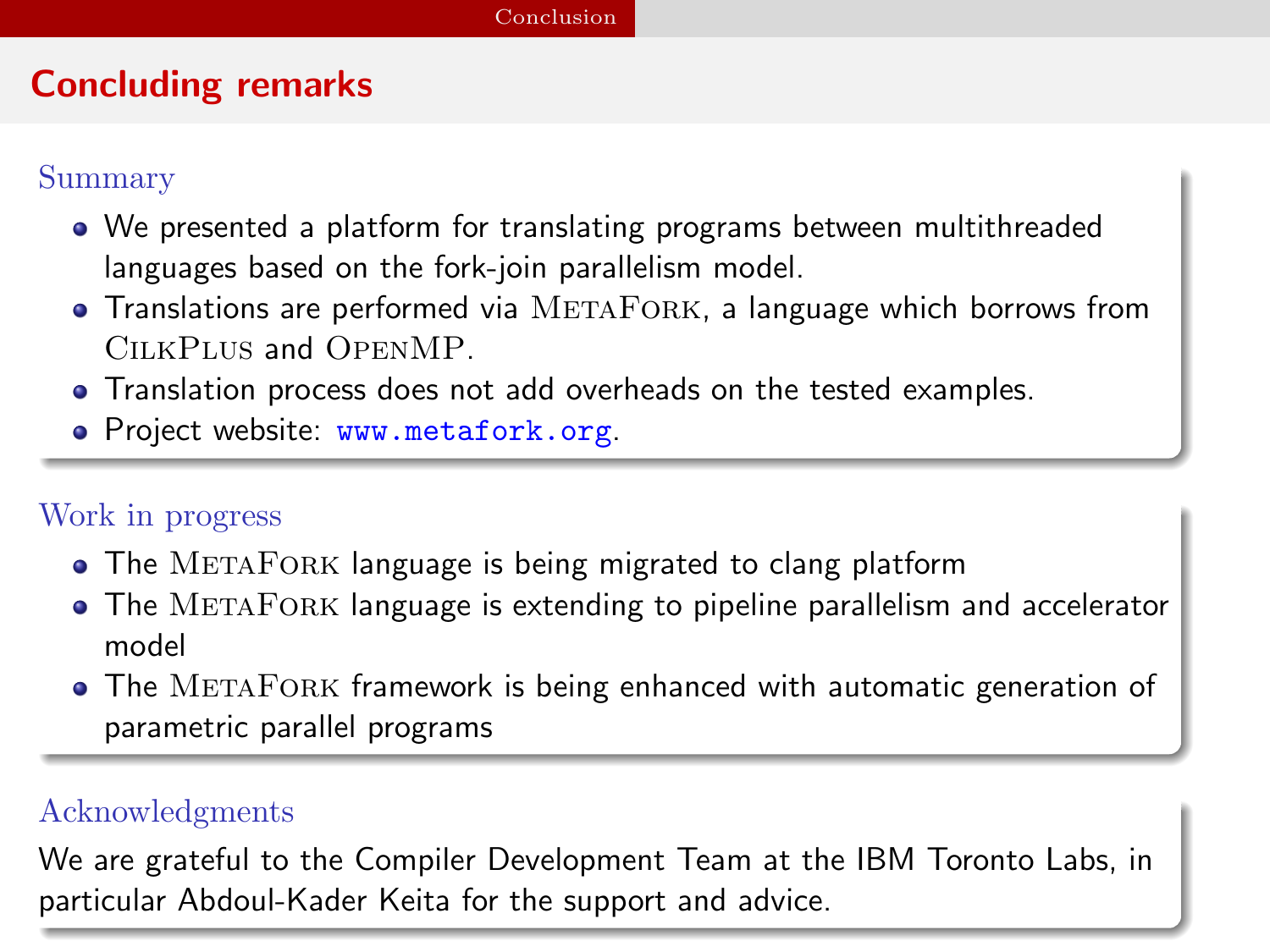# Concluding remarks

### Summary

- We presented a platform for translating programs between multithreaded languages based on the fork-join parallelism model.
- Translations are performed via MetaFork, a language which borrows from CilkPlus and OpenMP.
- Translation process does not add overheads on the tested examples.
- Project website: www.metafork.org.

### Work in progress

- The MetaFork language is being migrated to clang platform
- The MetaFork language is extending to pipeline parallelism and accelerator model
- The MetaFork framework is being enhanced with automatic generation of parametric parallel programs

### Acknowledgments

We are grateful to the Compiler Development Team at the IBM Toronto Labs, in particular Abdoul-Kader Keita for the support and advice.